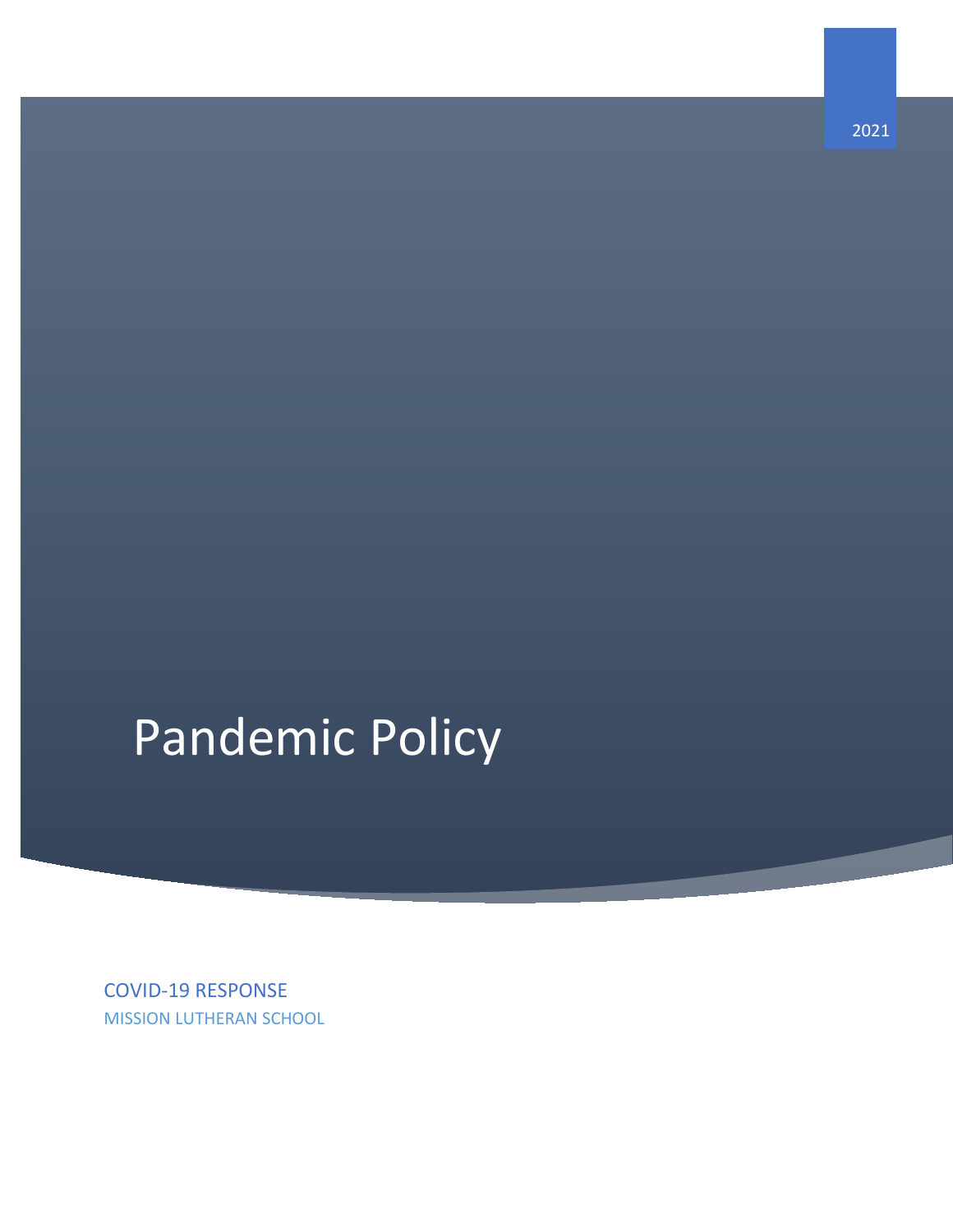2021

# Pandemic Policy

COVID-19 RESPONSE

MISSION LUTHERAN SCHOOL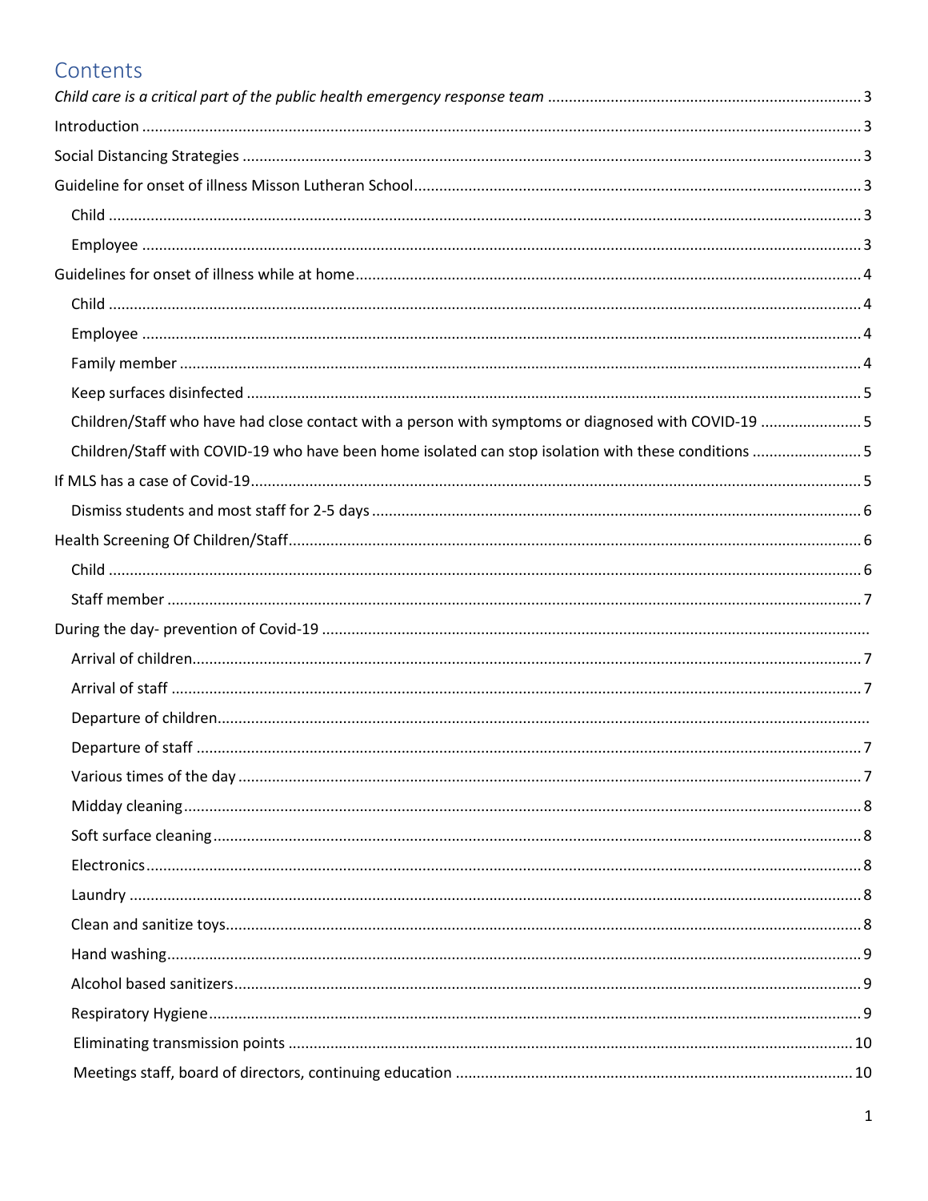# Contents

*Child care is a critical part of the public health emergency response team* ........................................................................ 3

Introduction ........................................................................................................................................................................ 3

Social Distancing Strategies ................................................................................................................................................ 3

Guideline for onset of illness Misson Lutheran School ....................................................................................................... 3

- Child ................................................................................................................................................................................ 3
- Employee ......................................................................................................................................................................... 3

Guidelines for onset of illness while at home ...................................................................................................................... 4

- Child ................................................................................................................................................................................ 4
- Employee ......................................................................................................................................................................... 4
- Family member ................................................................................................................................................................ 4
- Keep surfaces disinfected ............................................................................................................................................... 5
- Children/Staff who have had close contact with a person with symptoms or diagnosed with COVID-19 ........................ 5
- Children/Staff with COVID-19 who have been home isolated can stop isolation with these conditions .......................... 5

If MLS has a case of Covid-19 ............................................................................................................................................. 5

- Dismiss students and most staff for 2-5 days ................................................................................................................. 6

Health Screening Of Children/Staff ..................................................................................................................................... 6

- Child ................................................................................................................................................................................ 6
- Staff member ................................................................................................................................................................... 7

During the day- prevention of Covid-19 ...............................................................................................................................

- Arrival of children ............................................................................................................................................................ 7
- Arrival of staff .................................................................................................................................................................. 7
- Departure of children .......................................................................................................................................................
- Departure of staff ............................................................................................................................................................ 7
- Various times of the day .................................................................................................................................................. 7
- Midday cleaning .............................................................................................................................................................. 8
- Soft surface cleaning ....................................................................................................................................................... 8
- Electronics ...................................................................................................................................................................... 8
- Laundry ........................................................................................................................................................................... 8
- Clean and sanitize toys .................................................................................................................................................... 8
- Hand washing .................................................................................................................................................................. 9
- Alcohol based sanitizers .................................................................................................................................................. 9
- Respiratory Hygiene ........................................................................................................................................................ 9
- Eliminating transmission points ..................................................................................................................................... 10
- Meetings staff, board of directors, continuing education .............................................................................................. 10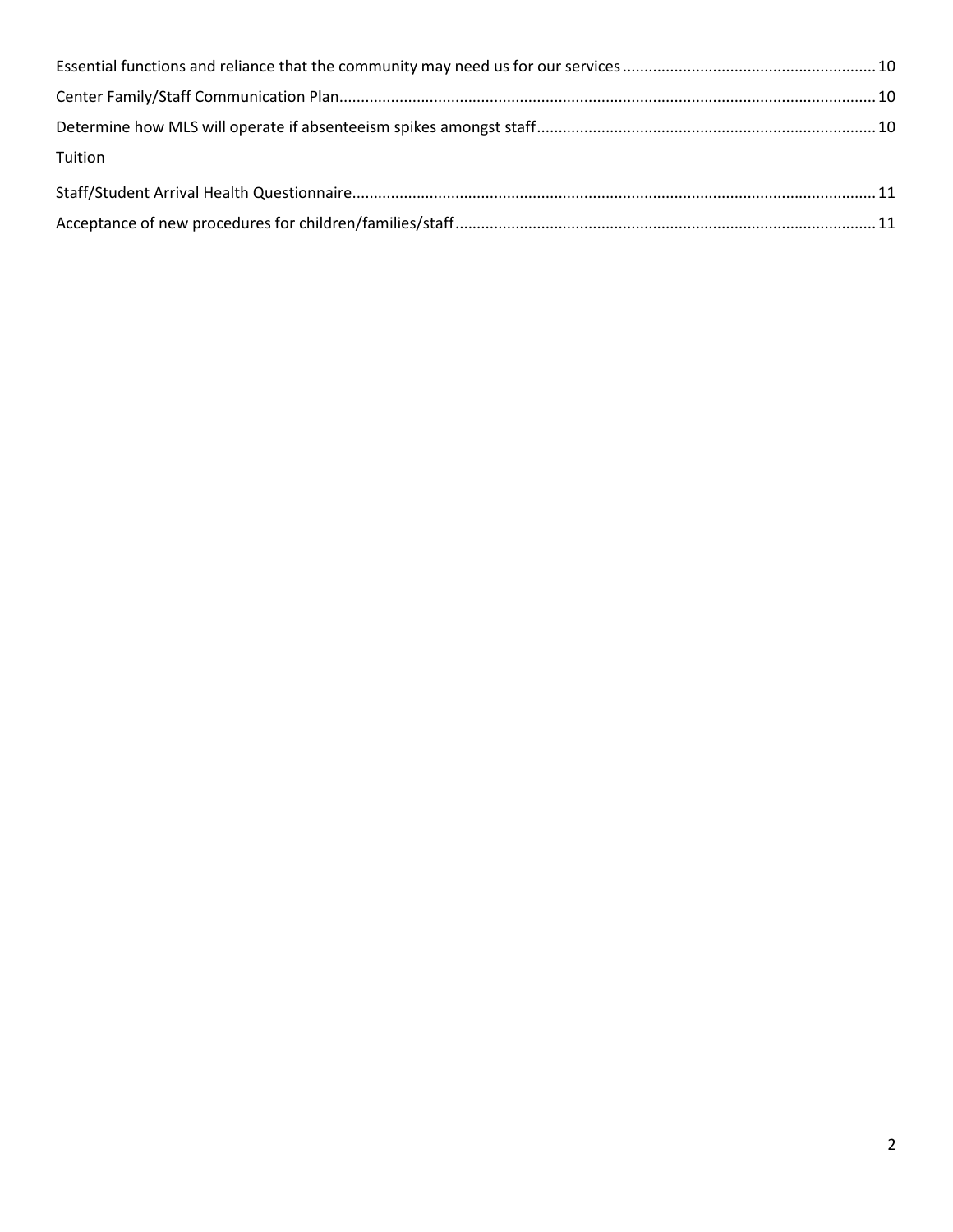Essential functions and reliance that the community may need us for our services .......... 10

Center Family/Staff Communication Plan .......... 10

Determine how MLS will operate if absenteeism spikes amongst staff .......... 10

Tuition

Staff/Student Arrival Health Questionnaire .......... 11

Acceptance of new procedures for children/families/staff .......... 11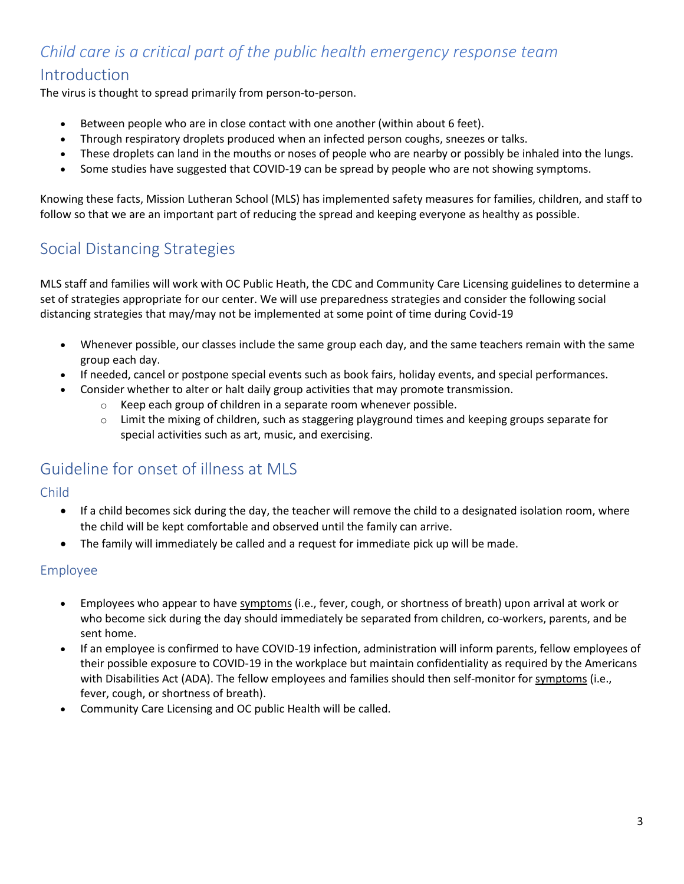*Child care is a critical part of the public health emergency response team*

## Introduction

The virus is thought to spread primarily from person-to-person.

- Between people who are in close contact with one another (within about 6 feet).
- Through respiratory droplets produced when an infected person coughs, sneezes or talks.
- These droplets can land in the mouths or noses of people who are nearby or possibly be inhaled into the lungs.
- Some studies have suggested that COVID-19 can be spread by people who are not showing symptoms.

Knowing these facts, Mission Lutheran School (MLS) has implemented safety measures for families, children, and staff to follow so that we are an important part of reducing the spread and keeping everyone as healthy as possible.

## Social Distancing Strategies

MLS staff and families will work with OC Public Heath, the CDC and Community Care Licensing guidelines to determine a set of strategies appropriate for our center. We will use preparedness strategies and consider the following social distancing strategies that may/may not be implemented at some point of time during Covid-19

- Whenever possible, our classes include the same group each day, and the same teachers remain with the same group each day.
- If needed, cancel or postpone special events such as book fairs, holiday events, and special performances.
- Consider whether to alter or halt daily group activities that may promote transmission.
    - Keep each group of children in a separate room whenever possible.
    - Limit the mixing of children, such as staggering playground times and keeping groups separate for special activities such as art, music, and exercising.

## Guideline for onset of illness at MLS

### Child

- If a child becomes sick during the day, the teacher will remove the child to a designated isolation room, where the child will be kept comfortable and observed until the family can arrive.
- The family will immediately be called and a request for immediate pick up will be made.

### Employee

- Employees who appear to have symptoms (i.e., fever, cough, or shortness of breath) upon arrival at work or who become sick during the day should immediately be separated from children, co-workers, parents, and be sent home.
- If an employee is confirmed to have COVID-19 infection, administration will inform parents, fellow employees of their possible exposure to COVID-19 in the workplace but maintain confidentiality as required by the Americans with Disabilities Act (ADA). The fellow employees and families should then self-monitor for symptoms (i.e., fever, cough, or shortness of breath).
- Community Care Licensing and OC public Health will be called.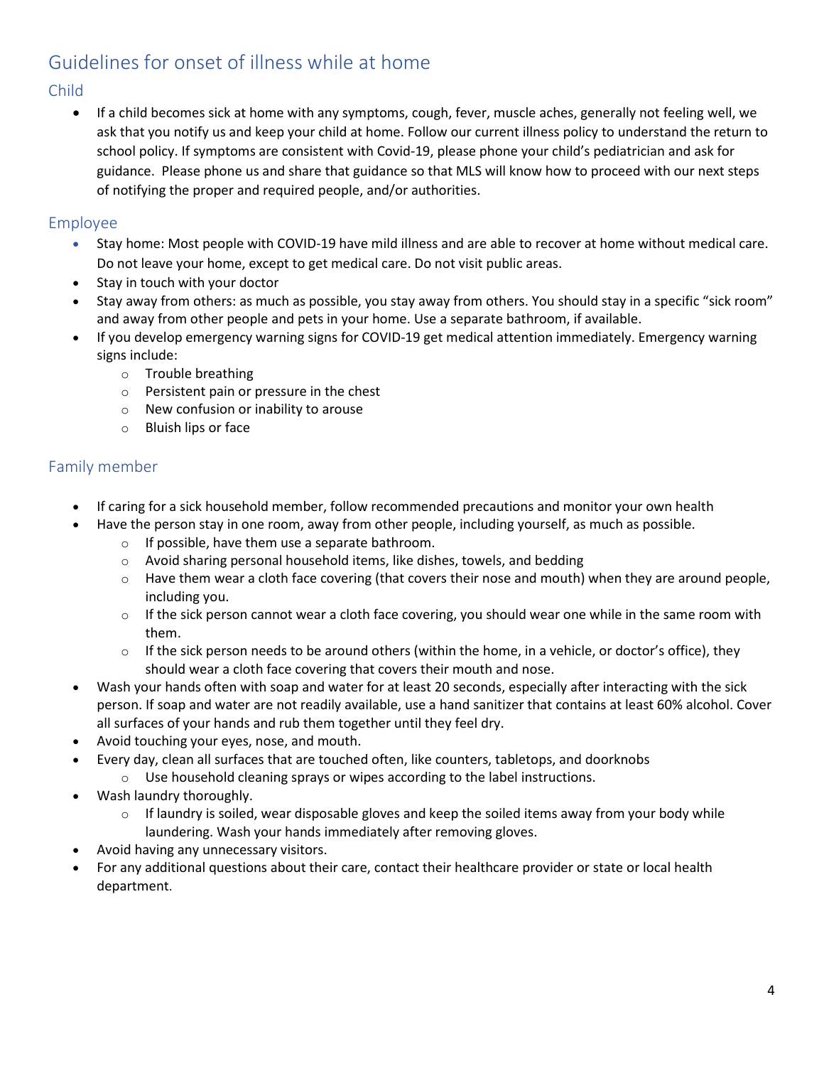## Guidelines for onset of illness while at home

### Child

- If a child becomes sick at home with any symptoms, cough, fever, muscle aches, generally not feeling well, we ask that you notify us and keep your child at home. Follow our current illness policy to understand the return to school policy. If symptoms are consistent with Covid-19, please phone your child's pediatrician and ask for guidance. Please phone us and share that guidance so that MLS will know how to proceed with our next steps of notifying the proper and required people, and/or authorities.

### Employee

- Stay home: Most people with COVID-19 have mild illness and are able to recover at home without medical care. Do not leave your home, except to get medical care. Do not visit public areas.
- Stay in touch with your doctor
- Stay away from others: as much as possible, you stay away from others. You should stay in a specific "sick room" and away from other people and pets in your home. Use a separate bathroom, if available.
- If you develop emergency warning signs for COVID-19 get medical attention immediately. Emergency warning signs include:
  - Trouble breathing
  - Persistent pain or pressure in the chest
  - New confusion or inability to arouse
  - Bluish lips or face

### Family member

- If caring for a sick household member, follow recommended precautions and monitor your own health
- Have the person stay in one room, away from other people, including yourself, as much as possible.
  - If possible, have them use a separate bathroom.
  - Avoid sharing personal household items, like dishes, towels, and bedding
  - Have them wear a cloth face covering (that covers their nose and mouth) when they are around people, including you.
  - If the sick person cannot wear a cloth face covering, you should wear one while in the same room with them.
  - If the sick person needs to be around others (within the home, in a vehicle, or doctor's office), they should wear a cloth face covering that covers their mouth and nose.
- Wash your hands often with soap and water for at least 20 seconds, especially after interacting with the sick person. If soap and water are not readily available, use a hand sanitizer that contains at least 60% alcohol. Cover all surfaces of your hands and rub them together until they feel dry.
- Avoid touching your eyes, nose, and mouth.
- Every day, clean all surfaces that are touched often, like counters, tabletops, and doorknobs
  - Use household cleaning sprays or wipes according to the label instructions.
- Wash laundry thoroughly.
  - If laundry is soiled, wear disposable gloves and keep the soiled items away from your body while laundering. Wash your hands immediately after removing gloves.
- Avoid having any unnecessary visitors.
- For any additional questions about their care, contact their healthcare provider or state or local health department.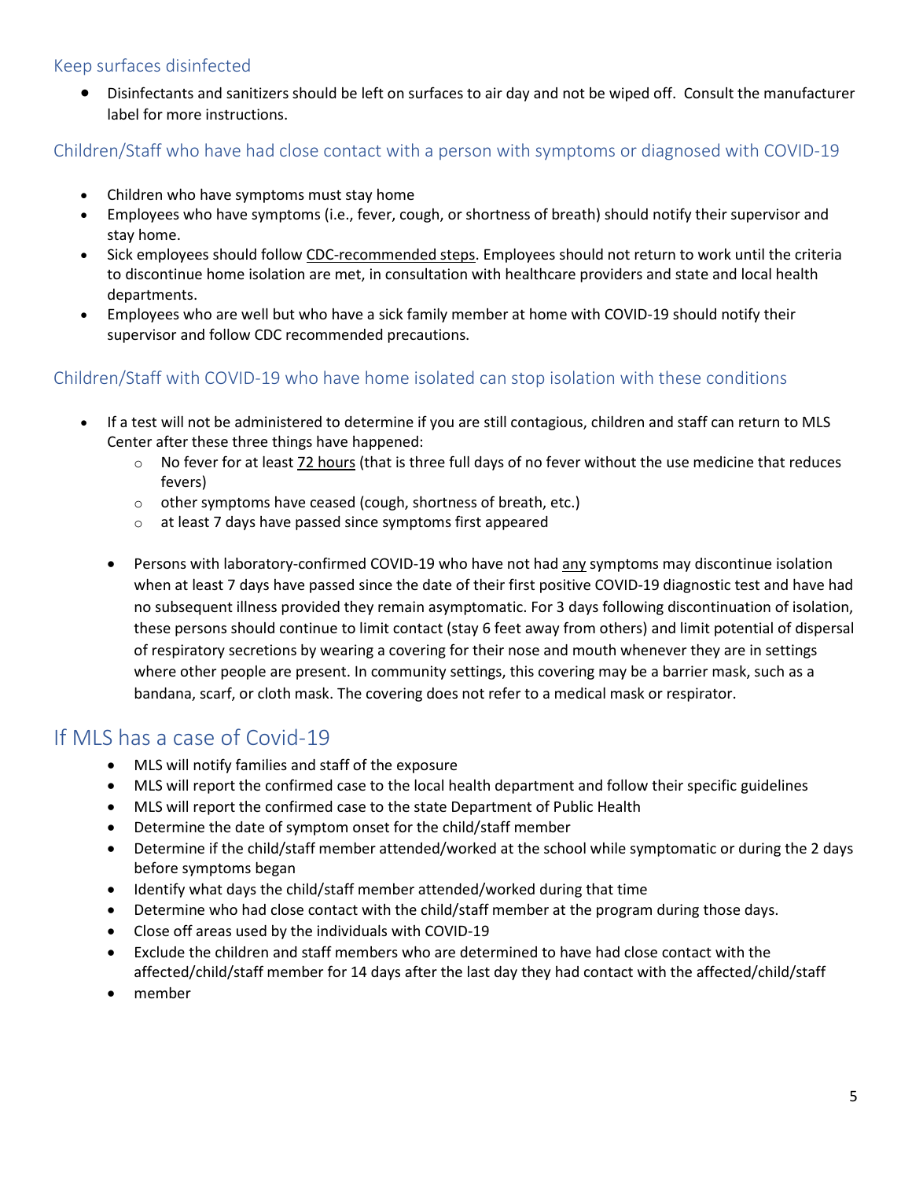### Keep surfaces disinfected

- Disinfectants and sanitizers should be left on surfaces to air day and not be wiped off. Consult the manufacturer label for more instructions.

### Children/Staff who have had close contact with a person with symptoms or diagnosed with COVID-19

- Children who have symptoms must stay home
- Employees who have symptoms (i.e., fever, cough, or shortness of breath) should notify their supervisor and stay home.
- Sick employees should follow CDC-recommended steps. Employees should not return to work until the criteria to discontinue home isolation are met, in consultation with healthcare providers and state and local health departments.
- Employees who are well but who have a sick family member at home with COVID-19 should notify their supervisor and follow CDC recommended precautions.

### Children/Staff with COVID-19 who have home isolated can stop isolation with these conditions

- If a test will not be administered to determine if you are still contagious, children and staff can return to MLS Center after these three things have happened:
  - No fever for at least 72 hours (that is three full days of no fever without the use medicine that reduces fevers)
  - other symptoms have ceased (cough, shortness of breath, etc.)
  - at least 7 days have passed since symptoms first appeared

  - Persons with laboratory-confirmed COVID-19 who have not had any symptoms may discontinue isolation when at least 7 days have passed since the date of their first positive COVID-19 diagnostic test and have had no subsequent illness provided they remain asymptomatic. For 3 days following discontinuation of isolation, these persons should continue to limit contact (stay 6 feet away from others) and limit potential of dispersal of respiratory secretions by wearing a covering for their nose and mouth whenever they are in settings where other people are present. In community settings, this covering may be a barrier mask, such as a bandana, scarf, or cloth mask. The covering does not refer to a medical mask or respirator.

## If MLS has a case of Covid-19

- MLS will notify families and staff of the exposure
- MLS will report the confirmed case to the local health department and follow their specific guidelines
- MLS will report the confirmed case to the state Department of Public Health
- Determine the date of symptom onset for the child/staff member
- Determine if the child/staff member attended/worked at the school while symptomatic or during the 2 days before symptoms began
- Identify what days the child/staff member attended/worked during that time
- Determine who had close contact with the child/staff member at the program during those days.
- Close off areas used by the individuals with COVID-19
- Exclude the children and staff members who are determined to have had close contact with the affected/child/staff member for 14 days after the last day they had contact with the affected/child/staff
- member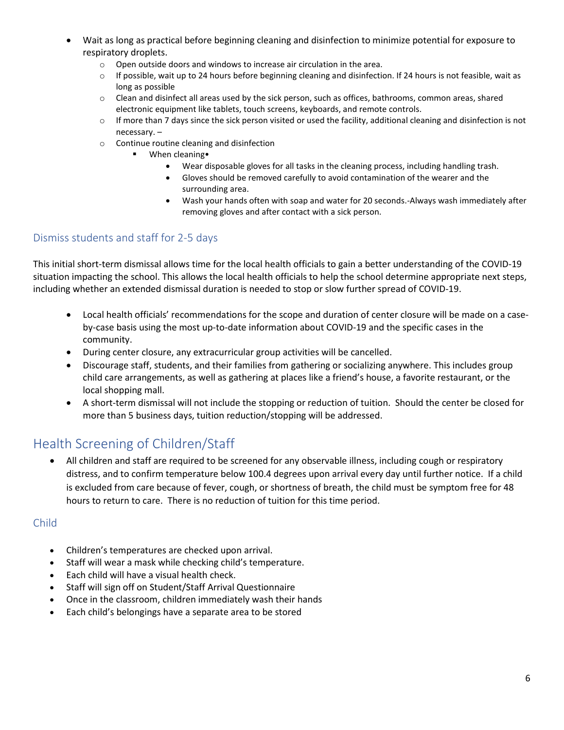- Wait as long as practical before beginning cleaning and disinfection to minimize potential for exposure to respiratory droplets.
  - Open outside doors and windows to increase air circulation in the area.
  - If possible, wait up to 24 hours before beginning cleaning and disinfection. If 24 hours is not feasible, wait as long as possible
  - Clean and disinfect all areas used by the sick person, such as offices, bathrooms, common areas, shared electronic equipment like tablets, touch screens, keyboards, and remote controls.
  - If more than 7 days since the sick person visited or used the facility, additional cleaning and disinfection is not necessary. –
  - Continue routine cleaning and disinfection
    - When cleaning•
      - Wear disposable gloves for all tasks in the cleaning process, including handling trash.
      - Gloves should be removed carefully to avoid contamination of the wearer and the surrounding area.
      - Wash your hands often with soap and water for 20 seconds.-Always wash immediately after removing gloves and after contact with a sick person.

### Dismiss students and staff for 2-5 days

This initial short-term dismissal allows time for the local health officials to gain a better understanding of the COVID-19 situation impacting the school. This allows the local health officials to help the school determine appropriate next steps, including whether an extended dismissal duration is needed to stop or slow further spread of COVID-19.

- Local health officials' recommendations for the scope and duration of center closure will be made on a case-by-case basis using the most up-to-date information about COVID-19 and the specific cases in the community.
- During center closure, any extracurricular group activities will be cancelled.
- Discourage staff, students, and their families from gathering or socializing anywhere. This includes group child care arrangements, as well as gathering at places like a friend's house, a favorite restaurant, or the local shopping mall.
- A short-term dismissal will not include the stopping or reduction of tuition. Should the center be closed for more than 5 business days, tuition reduction/stopping will be addressed.

## Health Screening of Children/Staff

- All children and staff are required to be screened for any observable illness, including cough or respiratory distress, and to confirm temperature below 100.4 degrees upon arrival every day until further notice. If a child is excluded from care because of fever, cough, or shortness of breath, the child must be symptom free for 48 hours to return to care. There is no reduction of tuition for this time period.

### Child

- Children's temperatures are checked upon arrival.
- Staff will wear a mask while checking child's temperature.
- Each child will have a visual health check.
- Staff will sign off on Student/Staff Arrival Questionnaire
- Once in the classroom, children immediately wash their hands
- Each child's belongings have a separate area to be stored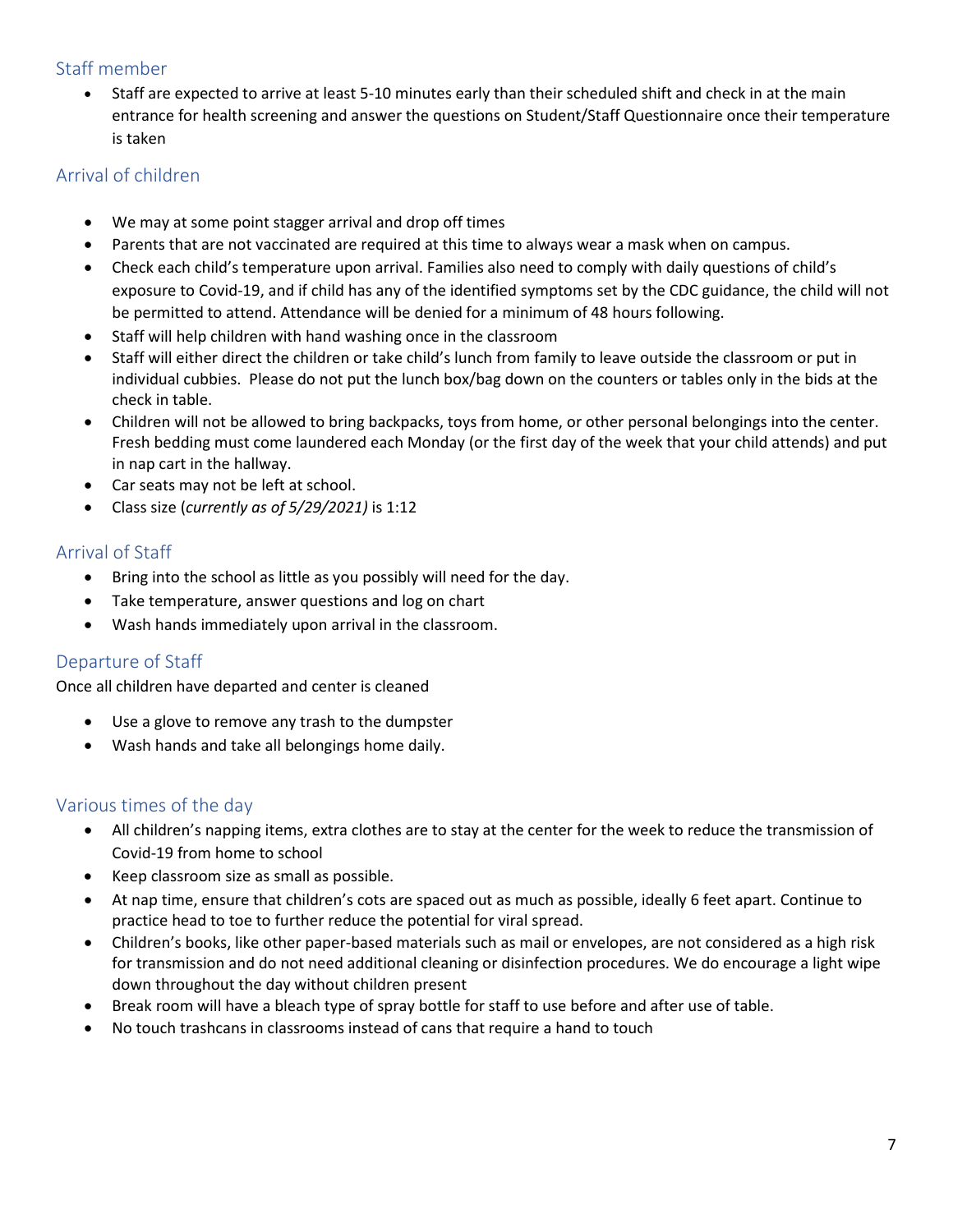## Staff member

- Staff are expected to arrive at least 5-10 minutes early than their scheduled shift and check in at the main entrance for health screening and answer the questions on Student/Staff Questionnaire once their temperature is taken

## Arrival of children

- We may at some point stagger arrival and drop off times
- Parents that are not vaccinated are required at this time to always wear a mask when on campus.
- Check each child's temperature upon arrival. Families also need to comply with daily questions of child's exposure to Covid-19, and if child has any of the identified symptoms set by the CDC guidance, the child will not be permitted to attend. Attendance will be denied for a minimum of 48 hours following.
- Staff will help children with hand washing once in the classroom
- Staff will either direct the children or take child's lunch from family to leave outside the classroom or put in individual cubbies. Please do not put the lunch box/bag down on the counters or tables only in the bids at the check in table.
- Children will not be allowed to bring backpacks, toys from home, or other personal belongings into the center. Fresh bedding must come laundered each Monday (or the first day of the week that your child attends) and put in nap cart in the hallway.
- Car seats may not be left at school.
- Class size (*currently as of 5/29/2021)* is 1:12

## Arrival of Staff

- Bring into the school as little as you possibly will need for the day.
- Take temperature, answer questions and log on chart
- Wash hands immediately upon arrival in the classroom.

## Departure of Staff

Once all children have departed and center is cleaned

- Use a glove to remove any trash to the dumpster
- Wash hands and take all belongings home daily.

## Various times of the day

- All children's napping items, extra clothes are to stay at the center for the week to reduce the transmission of Covid-19 from home to school
- Keep classroom size as small as possible.
- At nap time, ensure that children's cots are spaced out as much as possible, ideally 6 feet apart. Continue to practice head to toe to further reduce the potential for viral spread.
- Children's books, like other paper-based materials such as mail or envelopes, are not considered as a high risk for transmission and do not need additional cleaning or disinfection procedures. We do encourage a light wipe down throughout the day without children present
- Break room will have a bleach type of spray bottle for staff to use before and after use of table.
- No touch trashcans in classrooms instead of cans that require a hand to touch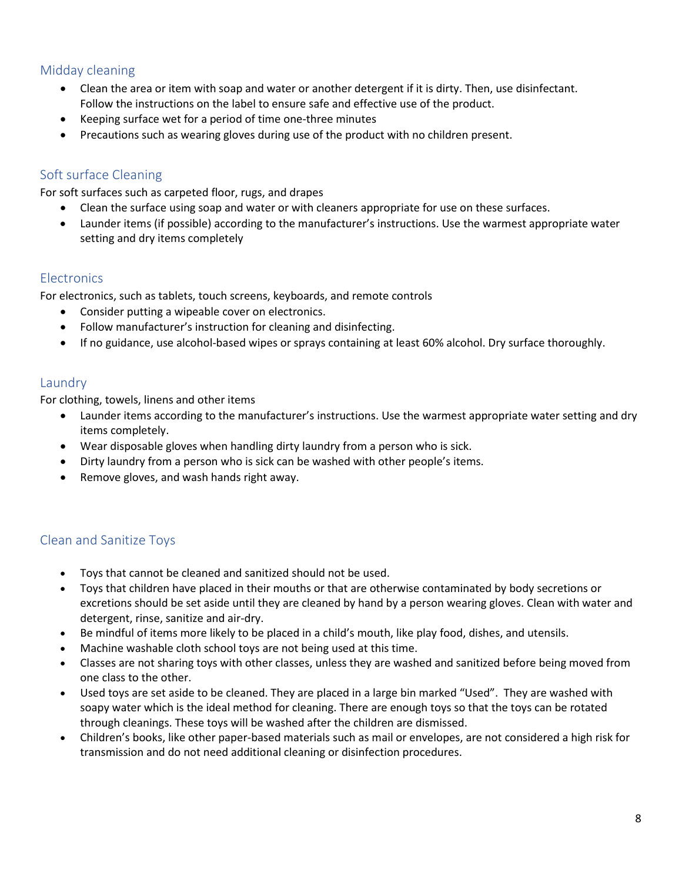## Midday cleaning

- Clean the area or item with soap and water or another detergent if it is dirty. Then, use disinfectant. Follow the instructions on the label to ensure safe and effective use of the product.
- Keeping surface wet for a period of time one-three minutes
- Precautions such as wearing gloves during use of the product with no children present.

## Soft surface Cleaning

For soft surfaces such as carpeted floor, rugs, and drapes

- Clean the surface using soap and water or with cleaners appropriate for use on these surfaces.
- Launder items (if possible) according to the manufacturer's instructions. Use the warmest appropriate water setting and dry items completely

## Electronics

For electronics, such as tablets, touch screens, keyboards, and remote controls

- Consider putting a wipeable cover on electronics.
- Follow manufacturer's instruction for cleaning and disinfecting.
- If no guidance, use alcohol-based wipes or sprays containing at least 60% alcohol. Dry surface thoroughly.

## Laundry

For clothing, towels, linens and other items

- Launder items according to the manufacturer's instructions. Use the warmest appropriate water setting and dry items completely.
- Wear disposable gloves when handling dirty laundry from a person who is sick.
- Dirty laundry from a person who is sick can be washed with other people's items.
- Remove gloves, and wash hands right away.

## Clean and Sanitize Toys

- Toys that cannot be cleaned and sanitized should not be used.
- Toys that children have placed in their mouths or that are otherwise contaminated by body secretions or excretions should be set aside until they are cleaned by hand by a person wearing gloves. Clean with water and detergent, rinse, sanitize and air-dry.
- Be mindful of items more likely to be placed in a child's mouth, like play food, dishes, and utensils.
- Machine washable cloth school toys are not being used at this time.
- Classes are not sharing toys with other classes, unless they are washed and sanitized before being moved from one class to the other.
- Used toys are set aside to be cleaned. They are placed in a large bin marked "Used". They are washed with soapy water which is the ideal method for cleaning. There are enough toys so that the toys can be rotated through cleanings. These toys will be washed after the children are dismissed.
- Children's books, like other paper-based materials such as mail or envelopes, are not considered a high risk for transmission and do not need additional cleaning or disinfection procedures.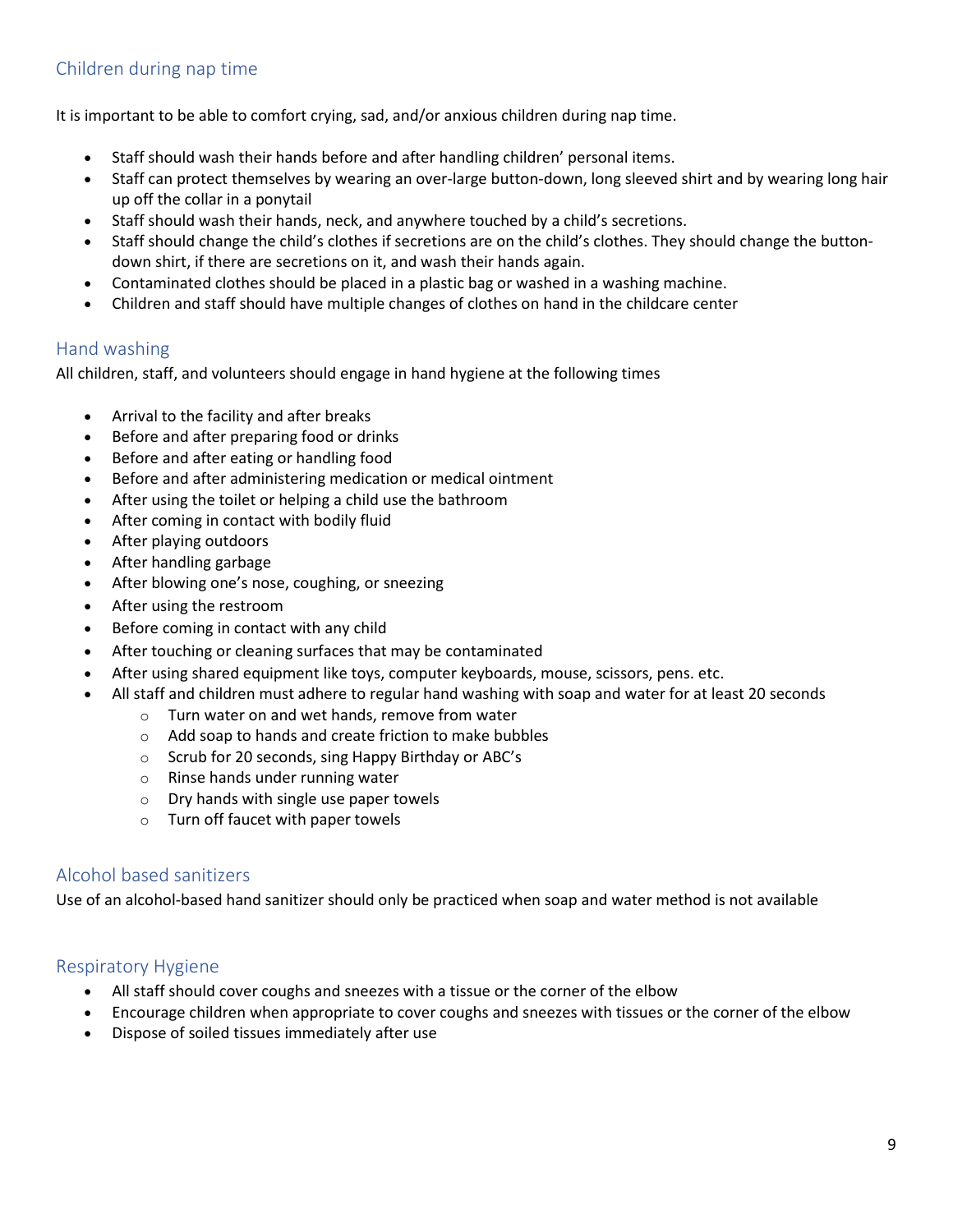## Children during nap time

It is important to be able to comfort crying, sad, and/or anxious children during nap time.

- Staff should wash their hands before and after handling children' personal items.
- Staff can protect themselves by wearing an over-large button-down, long sleeved shirt and by wearing long hair up off the collar in a ponytail
- Staff should wash their hands, neck, and anywhere touched by a child's secretions.
- Staff should change the child's clothes if secretions are on the child's clothes. They should change the button-down shirt, if there are secretions on it, and wash their hands again.
- Contaminated clothes should be placed in a plastic bag or washed in a washing machine.
- Children and staff should have multiple changes of clothes on hand in the childcare center

## Hand washing

All children, staff, and volunteers should engage in hand hygiene at the following times

- Arrival to the facility and after breaks
- Before and after preparing food or drinks
- Before and after eating or handling food
- Before and after administering medication or medical ointment
- After using the toilet or helping a child use the bathroom
- After coming in contact with bodily fluid
- After playing outdoors
- After handling garbage
- After blowing one's nose, coughing, or sneezing
- After using the restroom
- Before coming in contact with any child
- After touching or cleaning surfaces that may be contaminated
- After using shared equipment like toys, computer keyboards, mouse, scissors, pens. etc.
- All staff and children must adhere to regular hand washing with soap and water for at least 20 seconds
  - Turn water on and wet hands, remove from water
  - Add soap to hands and create friction to make bubbles
  - Scrub for 20 seconds, sing Happy Birthday or ABC's
  - Rinse hands under running water
  - Dry hands with single use paper towels
  - Turn off faucet with paper towels

## Alcohol based sanitizers

Use of an alcohol-based hand sanitizer should only be practiced when soap and water method is not available

## Respiratory Hygiene

- All staff should cover coughs and sneezes with a tissue or the corner of the elbow
- Encourage children when appropriate to cover coughs and sneezes with tissues or the corner of the elbow
- Dispose of soiled tissues immediately after use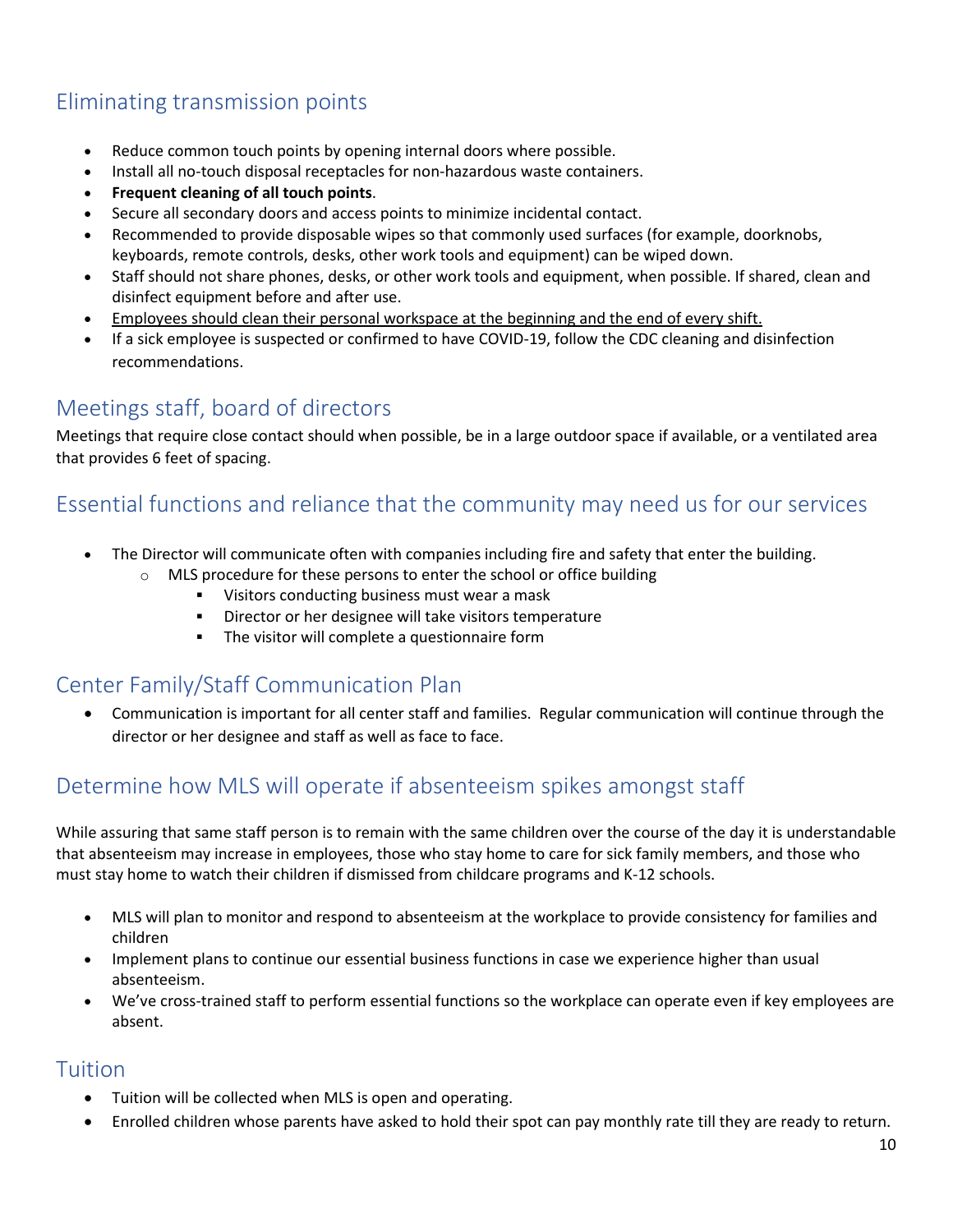## Eliminating transmission points

- Reduce common touch points by opening internal doors where possible.
- Install all no-touch disposal receptacles for non-hazardous waste containers.
- **Frequent cleaning of all touch points**.
- Secure all secondary doors and access points to minimize incidental contact.
- Recommended to provide disposable wipes so that commonly used surfaces (for example, doorknobs, keyboards, remote controls, desks, other work tools and equipment) can be wiped down.
- Staff should not share phones, desks, or other work tools and equipment, when possible. If shared, clean and disinfect equipment before and after use.
- <u>Employees should clean their personal workspace at the beginning and the end of every shift.</u>
- If a sick employee is suspected or confirmed to have COVID-19, follow the CDC cleaning and disinfection recommendations.

## Meetings staff, board of directors

Meetings that require close contact should when possible, be in a large outdoor space if available, or a ventilated area that provides 6 feet of spacing.

## Essential functions and reliance that the community may need us for our services

- The Director will communicate often with companies including fire and safety that enter the building.
  - MLS procedure for these persons to enter the school or office building
    - Visitors conducting business must wear a mask
    - Director or her designee will take visitors temperature
    - The visitor will complete a questionnaire form

## Center Family/Staff Communication Plan

- Communication is important for all center staff and families. Regular communication will continue through the director or her designee and staff as well as face to face.

## Determine how MLS will operate if absenteeism spikes amongst staff

While assuring that same staff person is to remain with the same children over the course of the day it is understandable that absenteeism may increase in employees, those who stay home to care for sick family members, and those who must stay home to watch their children if dismissed from childcare programs and K-12 schools.

- MLS will plan to monitor and respond to absenteeism at the workplace to provide consistency for families and children
- Implement plans to continue our essential business functions in case we experience higher than usual absenteeism.
- We've cross-trained staff to perform essential functions so the workplace can operate even if key employees are absent.

## Tuition

- Tuition will be collected when MLS is open and operating.
- Enrolled children whose parents have asked to hold their spot can pay monthly rate till they are ready to return.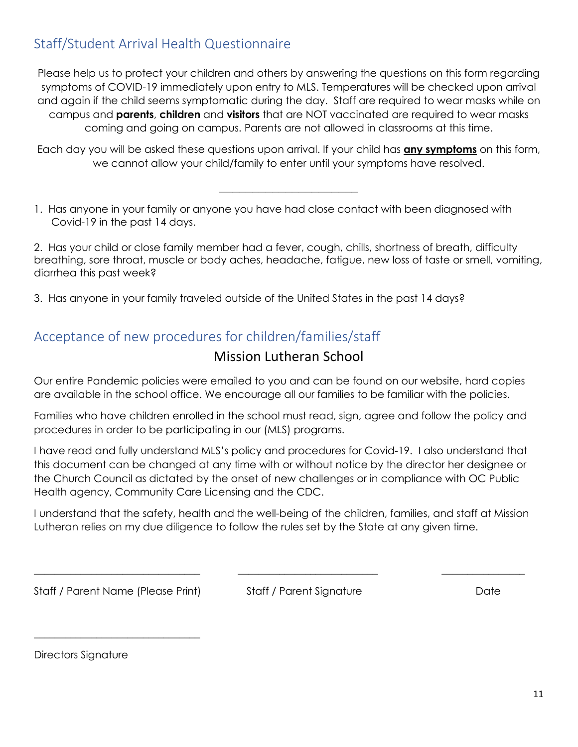## Staff/Student Arrival Health Questionnaire

Please help us to protect your children and others by answering the questions on this form regarding symptoms of COVID-19 immediately upon entry to MLS. Temperatures will be checked upon arrival and again if the child seems symptomatic during the day. Staff are required to wear masks while on campus and **parents**, **children** and **visitors** that are NOT vaccinated are required to wear masks coming and going on campus. Parents are not allowed in classrooms at this time.

Each day you will be asked these questions upon arrival. If your child has **any symptoms** on this form, we cannot allow your child/family to enter until your symptoms have resolved.

---

1. Has anyone in your family or anyone you have had close contact with been diagnosed with Covid-19 in the past 14 days.

2. Has your child or close family member had a fever, cough, chills, shortness of breath, difficulty breathing, sore throat, muscle or body aches, headache, fatigue, new loss of taste or smell, vomiting, diarrhea this past week?

3. Has anyone in your family traveled outside of the United States in the past 14 days?

## Acceptance of new procedures for children/families/staff

### Mission Lutheran School

Our entire Pandemic policies were emailed to you and can be found on our website, hard copies are available in the school office. We encourage all our families to be familiar with the policies.

Families who have children enrolled in the school must read, sign, agree and follow the policy and procedures in order to be participating in our (MLS) programs.

I have read and fully understand MLS's policy and procedures for Covid-19. I also understand that this document can be changed at any time with or without notice by the director her designee or the Church Council as dictated by the onset of new challenges or in compliance with OC Public Health agency, Community Care Licensing and the CDC.

I understand that the safety, health and the well-being of the children, families, and staff at Mission Lutheran relies on my due diligence to follow the rules set by the State at any given time.

_______________________________ _________________________ _______________

Staff / Parent Name (Please Print) Staff / Parent Signature Date

_______________________________

Directors Signature